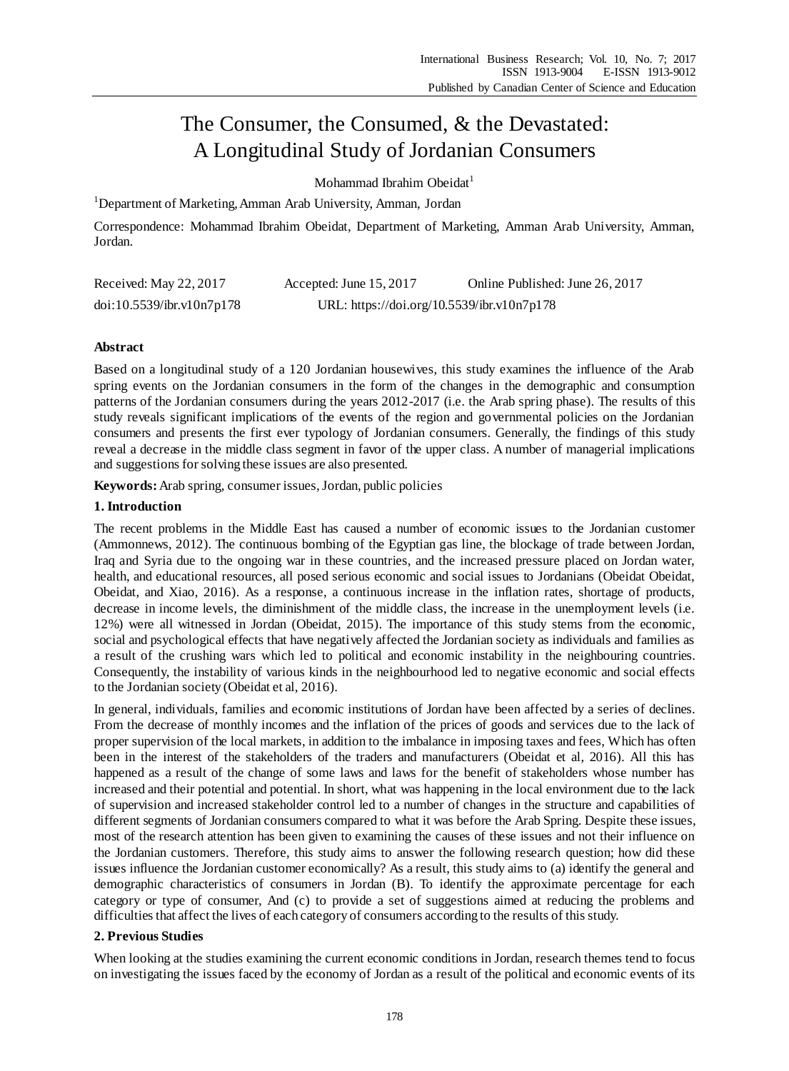# The Consumer, the Consumed, & the Devastated: A Longitudinal Study of Jordanian Consumers

Mohammad Ibrahim Obeidat[1]

[1]Department of Marketing, Amman Arab University, Amman, Jordan

Correspondence: Mohammad Ibrahim Obeidat, Department of Marketing, Amman Arab University, Amman, Jordan.

Received: May 22, 2017 Accepted: June 15, 2017 Online Published: June 26, 2017

doi:10.5539/ibr.v10n7p178 URL: https://doi.org/10.5539/ibr.v10n7p178

## Abstract

Based on a longitudinal study of a 120 Jordanian housewives, this study examines the influence of the Arab spring events on the Jordanian consumers in the form of the changes in the demographic and consumption patterns of the Jordanian consumers during the years 2012-2017 (i.e. the Arab spring phase). The results of this study reveals significant implications of the events of the region and governmental policies on the Jordanian consumers and presents the first ever typology of Jordanian consumers. Generally, the findings of this study reveal a decrease in the middle class segment in favor of the upper class. A number of managerial implications and suggestions for solving these issues are also presented.

**Keywords:** Arab spring, consumer issues, Jordan, public policies

## 1. Introduction

The recent problems in the Middle East has caused a number of economic issues to the Jordanian customer (Ammonnews, 2012). The continuous bombing of the Egyptian gas line, the blockage of trade between Jordan, Iraq and Syria due to the ongoing war in these countries, and the increased pressure placed on Jordan water, health, and educational resources, all posed serious economic and social issues to Jordanians (Obeidat Obeidat, Obeidat, and Xiao, 2016). As a response, a continuous increase in the inflation rates, shortage of products, decrease in income levels, the diminishment of the middle class, the increase in the unemployment levels (i.e. 12%) were all witnessed in Jordan (Obeidat, 2015). The importance of this study stems from the economic, social and psychological effects that have negatively affected the Jordanian society as individuals and families as a result of the crushing wars which led to political and economic instability in the neighbouring countries. Consequently, the instability of various kinds in the neighbourhood led to negative economic and social effects to the Jordanian society (Obeidat et al, 2016).

In general, individuals, families and economic institutions of Jordan have been affected by a series of declines. From the decrease of monthly incomes and the inflation of the prices of goods and services due to the lack of proper supervision of the local markets, in addition to the imbalance in imposing taxes and fees, Which has often been in the interest of the stakeholders of the traders and manufacturers (Obeidat et al, 2016). All this has happened as a result of the change of some laws and laws for the benefit of stakeholders whose number has increased and their potential and potential. In short, what was happening in the local environment due to the lack of supervision and increased stakeholder control led to a number of changes in the structure and capabilities of different segments of Jordanian consumers compared to what it was before the Arab Spring. Despite these issues, most of the research attention has been given to examining the causes of these issues and not their influence on the Jordanian customers. Therefore, this study aims to answer the following research question; how did these issues influence the Jordanian customer economically? As a result, this study aims to (a) identify the general and demographic characteristics of consumers in Jordan (B). To identify the approximate percentage for each category or type of consumer, And (c) to provide a set of suggestions aimed at reducing the problems and difficulties that affect the lives of each category of consumers according to the results of this study.

## 2. Previous Studies

When looking at the studies examining the current economic conditions in Jordan, research themes tend to focus on investigating the issues faced by the economy of Jordan as a result of the political and economic events of its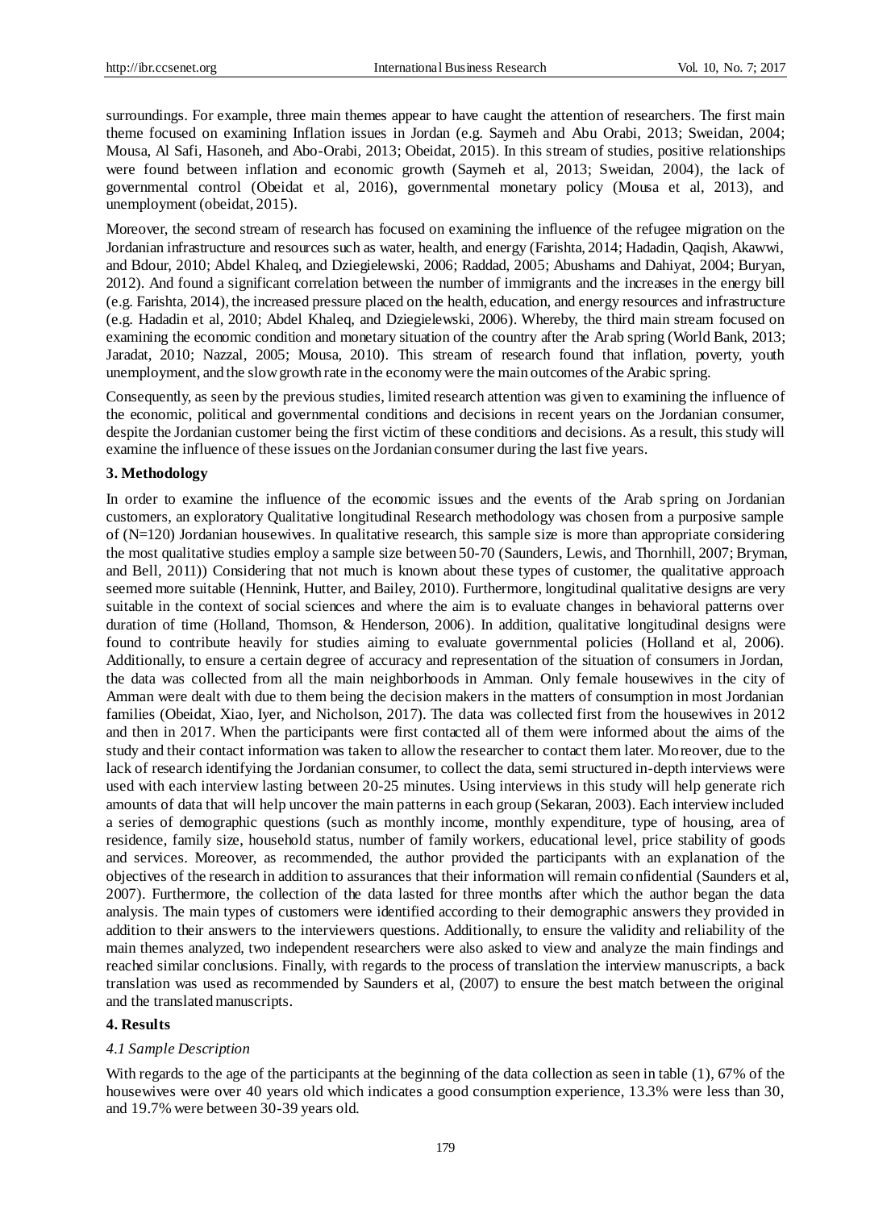surroundings. For example, three main themes appear to have caught the attention of researchers. The first main theme focused on examining Inflation issues in Jordan (e.g. Saymeh and Abu Orabi, 2013; Sweidan, 2004; Mousa, Al Safi, Hasoneh, and Abo-Orabi, 2013; Obeidat, 2015). In this stream of studies, positive relationships were found between inflation and economic growth (Saymeh et al, 2013; Sweidan, 2004), the lack of governmental control (Obeidat et al, 2016), governmental monetary policy (Mousa et al, 2013), and unemployment (obeidat, 2015).

Moreover, the second stream of research has focused on examining the influence of the refugee migration on the Jordanian infrastructure and resources such as water, health, and energy (Farishta, 2014; Hadadin, Qaqish, Akawwi, and Bdour, 2010; Abdel Khaleq, and Dziegielewski, 2006; Raddad, 2005; Abushams and Dahiyat, 2004; Buryan, 2012). And found a significant correlation between the number of immigrants and the increases in the energy bill (e.g. Farishta, 2014), the increased pressure placed on the health, education, and energy resources and infrastructure (e.g. Hadadin et al, 2010; Abdel Khaleq, and Dziegielewski, 2006). Whereby, the third main stream focused on examining the economic condition and monetary situation of the country after the Arab spring (World Bank, 2013; Jaradat, 2010; Nazzal, 2005; Mousa, 2010). This stream of research found that inflation, poverty, youth unemployment, and the slow growth rate in the economy were the main outcomes of the Arabic spring.

Consequently, as seen by the previous studies, limited research attention was given to examining the influence of the economic, political and governmental conditions and decisions in recent years on the Jordanian consumer, despite the Jordanian customer being the first victim of these conditions and decisions. As a result, this study will examine the influence of these issues on the Jordanian consumer during the last five years.

### 3. Methodology

In order to examine the influence of the economic issues and the events of the Arab spring on Jordanian customers, an exploratory Qualitative longitudinal Research methodology was chosen from a purposive sample of (N=120) Jordanian housewives. In qualitative research, this sample size is more than appropriate considering the most qualitative studies employ a sample size between 50-70 (Saunders, Lewis, and Thornhill, 2007; Bryman, and Bell, 2011)) Considering that not much is known about these types of customer, the qualitative approach seemed more suitable (Hennink, Hutter, and Bailey, 2010). Furthermore, longitudinal qualitative designs are very suitable in the context of social sciences and where the aim is to evaluate changes in behavioral patterns over duration of time (Holland, Thomson, & Henderson, 2006). In addition, qualitative longitudinal designs were found to contribute heavily for studies aiming to evaluate governmental policies (Holland et al, 2006). Additionally, to ensure a certain degree of accuracy and representation of the situation of consumers in Jordan, the data was collected from all the main neighborhoods in Amman. Only female housewives in the city of Amman were dealt with due to them being the decision makers in the matters of consumption in most Jordanian families (Obeidat, Xiao, Iyer, and Nicholson, 2017). The data was collected first from the housewives in 2012 and then in 2017. When the participants were first contacted all of them were informed about the aims of the study and their contact information was taken to allow the researcher to contact them later. Moreover, due to the lack of research identifying the Jordanian consumer, to collect the data, semi structured in-depth interviews were used with each interview lasting between 20-25 minutes. Using interviews in this study will help generate rich amounts of data that will help uncover the main patterns in each group (Sekaran, 2003). Each interview included a series of demographic questions (such as monthly income, monthly expenditure, type of housing, area of residence, family size, household status, number of family workers, educational level, price stability of goods and services. Moreover, as recommended, the author provided the participants with an explanation of the objectives of the research in addition to assurances that their information will remain confidential (Saunders et al, 2007). Furthermore, the collection of the data lasted for three months after which the author began the data analysis. The main types of customers were identified according to their demographic answers they provided in addition to their answers to the interviewers questions. Additionally, to ensure the validity and reliability of the main themes analyzed, two independent researchers were also asked to view and analyze the main findings and reached similar conclusions. Finally, with regards to the process of translation the interview manuscripts, a back translation was used as recommended by Saunders et al, (2007) to ensure the best match between the original and the translated manuscripts.

### 4. Results

#### *4.1 Sample Description*

With regards to the age of the participants at the beginning of the data collection as seen in table (1), 67% of the housewives were over 40 years old which indicates a good consumption experience, 13.3% were less than 30, and 19.7% were between 30-39 years old.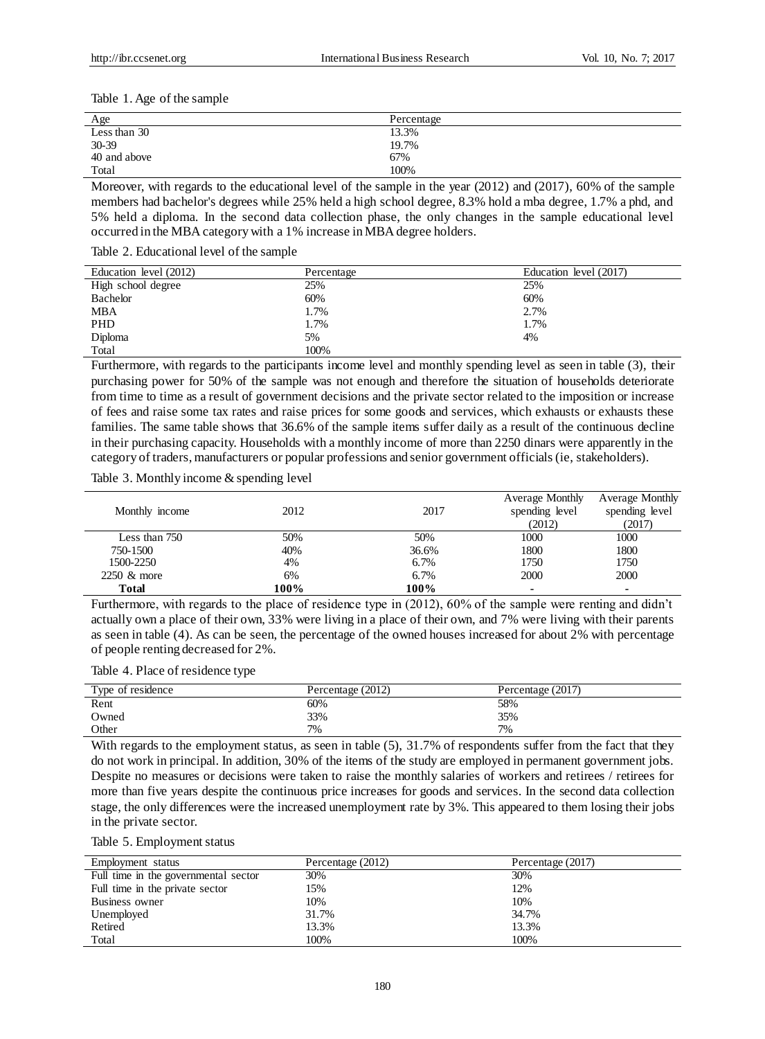Table 1. Age of the sample

| Age | Percentage |
|---|---|
| Less than 30 | 13.3% |
| 30-39 | 19.7% |
| 40 and above | 67% |
| Total | 100% |

Moreover, with regards to the educational level of the sample in the year (2012) and (2017), 60% of the sample members had bachelor's degrees while 25% held a high school degree, 8.3% hold a mba degree, 1.7% a phd, and 5% held a diploma. In the second data collection phase, the only changes in the sample educational level occurred in the MBA category with a 1% increase in MBA degree holders.

Table 2. Educational level of the sample

| Education level (2012) | Percentage | Education level (2017) |
|---|---|---|
| High school degree | 25% | 25% |
| Bachelor | 60% | 60% |
| MBA | 1.7% | 2.7% |
| PHD | 1.7% | 1.7% |
| Diploma | 5% | 4% |
| Total | 100% | |

Furthermore, with regards to the participants income level and monthly spending level as seen in table (3), their purchasing power for 50% of the sample was not enough and therefore the situation of households deteriorate from time to time as a result of government decisions and the private sector related to the imposition or increase of fees and raise some tax rates and raise prices for some goods and services, which exhausts or exhausts these families. The same table shows that 36.6% of the sample items suffer daily as a result of the continuous decline in their purchasing capacity. Households with a monthly income of more than 2250 dinars were apparently in the category of traders, manufacturers or popular professions and senior government officials (ie, stakeholders).

Table 3. Monthly income & spending level

| Monthly income | 2012 | 2017 | Average Monthly spending level (2012) | Average Monthly spending level (2017) |
|---|---|---|---|---|
| Less than 750 | 50% | 50% | 1000 | 1000 |
| 750-1500 | 40% | 36.6% | 1800 | 1800 |
| 1500-2250 | 4% | 6.7% | 1750 | 1750 |
| 2250 & more | 6% | 6.7% | 2000 | 2000 |
| **Total** | **100%** | **100%** | - | - |

Furthermore, with regards to the place of residence type in (2012), 60% of the sample were renting and didn't actually own a place of their own, 33% were living in a place of their own, and 7% were living with their parents as seen in table (4). As can be seen, the percentage of the owned houses increased for about 2% with percentage of people renting decreased for 2%.

Table 4. Place of residence type

| Type of residence | Percentage (2012) | Percentage (2017) |
|---|---|---|
| Rent | 60% | 58% |
| Owned | 33% | 35% |
| Other | 7% | 7% |

With regards to the employment status, as seen in table (5), 31.7% of respondents suffer from the fact that they do not work in principal. In addition, 30% of the items of the study are employed in permanent government jobs. Despite no measures or decisions were taken to raise the monthly salaries of workers and retirees / retirees for more than five years despite the continuous price increases for goods and services. In the second data collection stage, the only differences were the increased unemployment rate by 3%. This appeared to them losing their jobs in the private sector.

Table 5. Employment status

| Employment status | Percentage (2012) | Percentage (2017) |
|---|---|---|
| Full time in the governmental sector | 30% | 30% |
| Full time in the private sector | 15% | 12% |
| Business owner | 10% | 10% |
| Unemployed | 31.7% | 34.7% |
| Retired | 13.3% | 13.3% |
| Total | 100% | 100% |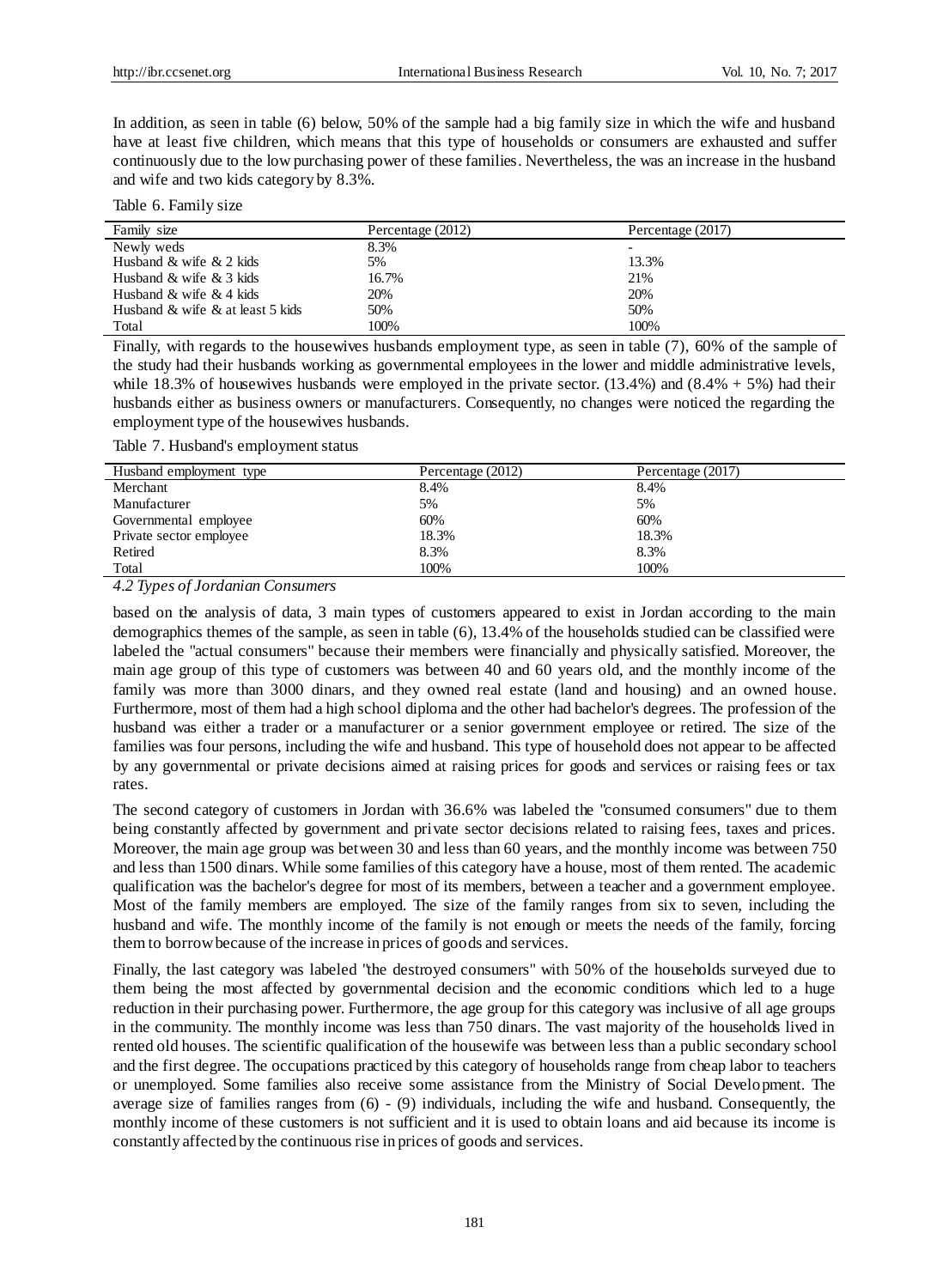In addition, as seen in table (6) below, 50% of the sample had a big family size in which the wife and husband have at least five children, which means that this type of households or consumers are exhausted and suffer continuously due to the low purchasing power of these families. Nevertheless, the was an increase in the husband and wife and two kids category by 8.3%.

Table 6. Family size

| Family size | Percentage (2012) | Percentage (2017) |
|---|---|---|
| Newly weds | 8.3% | - |
| Husband & wife & 2 kids | 5% | 13.3% |
| Husband & wife & 3 kids | 16.7% | 21% |
| Husband & wife & 4 kids | 20% | 20% |
| Husband & wife & at least 5 kids | 50% | 50% |
| Total | 100% | 100% |

Finally, with regards to the housewives husbands employment type, as seen in table (7), 60% of the sample of the study had their husbands working as governmental employees in the lower and middle administrative levels, while 18.3% of housewives husbands were employed in the private sector. (13.4%) and (8.4% + 5%) had their husbands either as business owners or manufacturers. Consequently, no changes were noticed the regarding the employment type of the housewives husbands.

Table 7. Husband's employment status

| Husband employment type | Percentage (2012) | Percentage (2017) |
|---|---|---|
| Merchant | 8.4% | 8.4% |
| Manufacturer | 5% | 5% |
| Governmental employee | 60% | 60% |
| Private sector employee | 18.3% | 18.3% |
| Retired | 8.3% | 8.3% |
| Total | 100% | 100% |

### *4.2 Types of Jordanian Consumers*

based on the analysis of data, 3 main types of customers appeared to exist in Jordan according to the main demographics themes of the sample, as seen in table (6), 13.4% of the households studied can be classified were labeled the "actual consumers" because their members were financially and physically satisfied. Moreover, the main age group of this type of customers was between 40 and 60 years old, and the monthly income of the family was more than 3000 dinars, and they owned real estate (land and housing) and an owned house. Furthermore, most of them had a high school diploma and the other had bachelor's degrees. The profession of the husband was either a trader or a manufacturer or a senior government employee or retired. The size of the families was four persons, including the wife and husband. This type of household does not appear to be affected by any governmental or private decisions aimed at raising prices for goods and services or raising fees or tax rates.

The second category of customers in Jordan with 36.6% was labeled the "consumed consumers" due to them being constantly affected by government and private sector decisions related to raising fees, taxes and prices. Moreover, the main age group was between 30 and less than 60 years, and the monthly income was between 750 and less than 1500 dinars. While some families of this category have a house, most of them rented. The academic qualification was the bachelor's degree for most of its members, between a teacher and a government employee. Most of the family members are employed. The size of the family ranges from six to seven, including the husband and wife. The monthly income of the family is not enough or meets the needs of the family, forcing them to borrow because of the increase in prices of goods and services.

Finally, the last category was labeled "the destroyed consumers" with 50% of the households surveyed due to them being the most affected by governmental decision and the economic conditions which led to a huge reduction in their purchasing power. Furthermore, the age group for this category was inclusive of all age groups in the community. The monthly income was less than 750 dinars. The vast majority of the households lived in rented old houses. The scientific qualification of the housewife was between less than a public secondary school and the first degree. The occupations practiced by this category of households range from cheap labor to teachers or unemployed. Some families also receive some assistance from the Ministry of Social Development. The average size of families ranges from (6) - (9) individuals, including the wife and husband. Consequently, the monthly income of these customers is not sufficient and it is used to obtain loans and aid because its income is constantly affected by the continuous rise in prices of goods and services.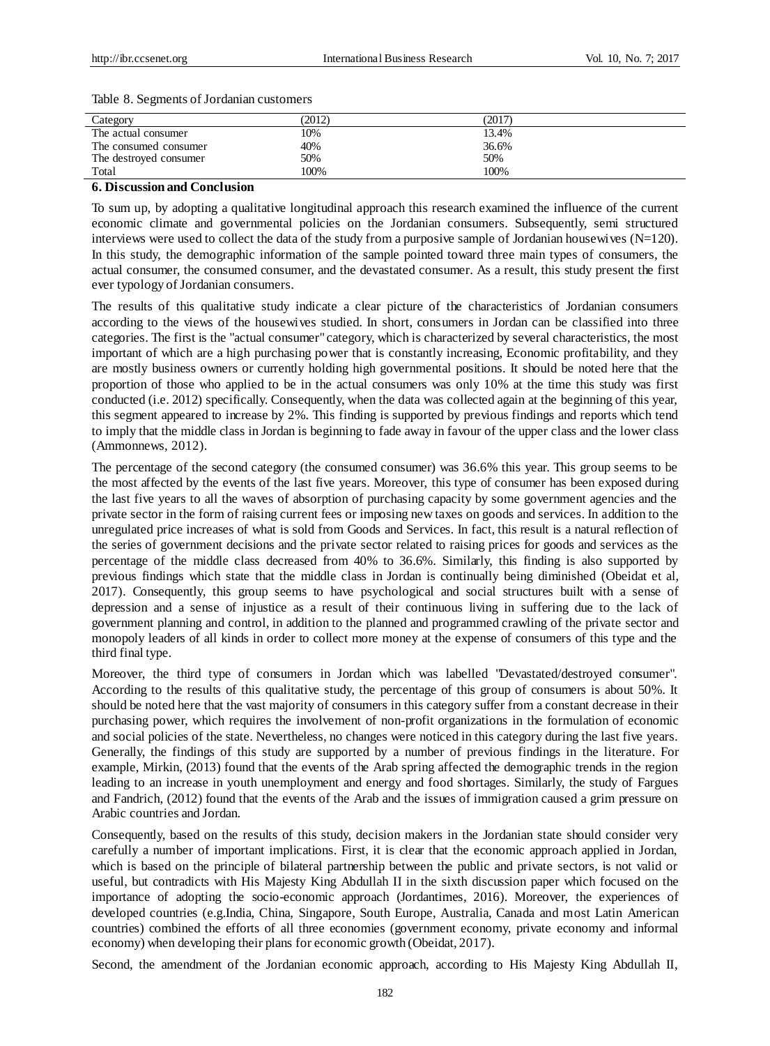Table 8. Segments of Jordanian customers

| Category | (2012) | (2017) |
|---|---|---|
| The actual consumer | 10% | 13.4% |
| The consumed consumer | 40% | 36.6% |
| The destroyed consumer | 50% | 50% |
| Total | 100% | 100% |

## 6. Discussion and Conclusion

To sum up, by adopting a qualitative longitudinal approach this research examined the influence of the current economic climate and governmental policies on the Jordanian consumers. Subsequently, semi structured interviews were used to collect the data of the study from a purposive sample of Jordanian housewives (N=120). In this study, the demographic information of the sample pointed toward three main types of consumers, the actual consumer, the consumed consumer, and the devastated consumer. As a result, this study present the first ever typology of Jordanian consumers.

The results of this qualitative study indicate a clear picture of the characteristics of Jordanian consumers according to the views of the housewives studied. In short, consumers in Jordan can be classified into three categories. The first is the "actual consumer" category, which is characterized by several characteristics, the most important of which are a high purchasing power that is constantly increasing, Economic profitability, and they are mostly business owners or currently holding high governmental positions. It should be noted here that the proportion of those who applied to be in the actual consumers was only 10% at the time this study was first conducted (i.e. 2012) specifically. Consequently, when the data was collected again at the beginning of this year, this segment appeared to increase by 2%. This finding is supported by previous findings and reports which tend to imply that the middle class in Jordan is beginning to fade away in favour of the upper class and the lower class (Ammonnews, 2012).

The percentage of the second category (the consumed consumer) was 36.6% this year. This group seems to be the most affected by the events of the last five years. Moreover, this type of consumer has been exposed during the last five years to all the waves of absorption of purchasing capacity by some government agencies and the private sector in the form of raising current fees or imposing new taxes on goods and services. In addition to the unregulated price increases of what is sold from Goods and Services. In fact, this result is a natural reflection of the series of government decisions and the private sector related to raising prices for goods and services as the percentage of the middle class decreased from 40% to 36.6%. Similarly, this finding is also supported by previous findings which state that the middle class in Jordan is continually being diminished (Obeidat et al, 2017). Consequently, this group seems to have psychological and social structures built with a sense of depression and a sense of injustice as a result of their continuous living in suffering due to the lack of government planning and control, in addition to the planned and programmed crawling of the private sector and monopoly leaders of all kinds in order to collect more money at the expense of consumers of this type and the third final type.

Moreover, the third type of consumers in Jordan which was labelled "Devastated/destroyed consumer". According to the results of this qualitative study, the percentage of this group of consumers is about 50%. It should be noted here that the vast majority of consumers in this category suffer from a constant decrease in their purchasing power, which requires the involvement of non-profit organizations in the formulation of economic and social policies of the state. Nevertheless, no changes were noticed in this category during the last five years. Generally, the findings of this study are supported by a number of previous findings in the literature. For example, Mirkin, (2013) found that the events of the Arab spring affected the demographic trends in the region leading to an increase in youth unemployment and energy and food shortages. Similarly, the study of Fargues and Fandrich, (2012) found that the events of the Arab and the issues of immigration caused a grim pressure on Arabic countries and Jordan.

Consequently, based on the results of this study, decision makers in the Jordanian state should consider very carefully a number of important implications. First, it is clear that the economic approach applied in Jordan, which is based on the principle of bilateral partnership between the public and private sectors, is not valid or useful, but contradicts with His Majesty King Abdullah II in the sixth discussion paper which focused on the importance of adopting the socio-economic approach (Jordantimes, 2016). Moreover, the experiences of developed countries (e.g.India, China, Singapore, South Europe, Australia, Canada and most Latin American countries) combined the efforts of all three economies (government economy, private economy and informal economy) when developing their plans for economic growth (Obeidat, 2017).

Second, the amendment of the Jordanian economic approach, according to His Majesty King Abdullah II,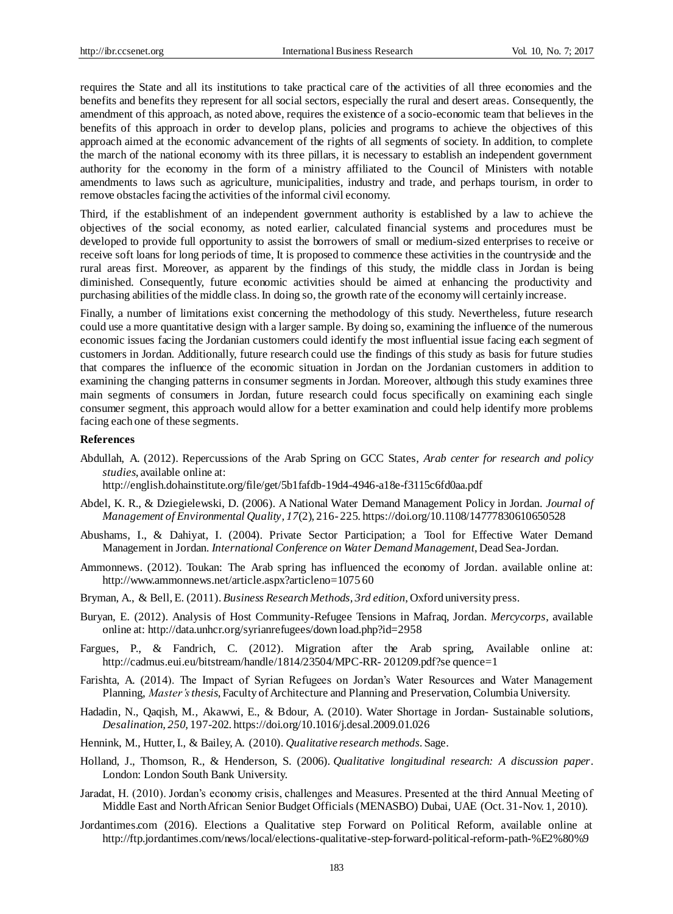requires the State and all its institutions to take practical care of the activities of all three economies and the benefits and benefits they represent for all social sectors, especially the rural and desert areas. Consequently, the amendment of this approach, as noted above, requires the existence of a socio-economic team that believes in the benefits of this approach in order to develop plans, policies and programs to achieve the objectives of this approach aimed at the economic advancement of the rights of all segments of society. In addition, to complete the march of the national economy with its three pillars, it is necessary to establish an independent government authority for the economy in the form of a ministry affiliated to the Council of Ministers with notable amendments to laws such as agriculture, municipalities, industry and trade, and perhaps tourism, in order to remove obstacles facing the activities of the informal civil economy.

Third, if the establishment of an independent government authority is established by a law to achieve the objectives of the social economy, as noted earlier, calculated financial systems and procedures must be developed to provide full opportunity to assist the borrowers of small or medium-sized enterprises to receive or receive soft loans for long periods of time, It is proposed to commence these activities in the countryside and the rural areas first. Moreover, as apparent by the findings of this study, the middle class in Jordan is being diminished. Consequently, future economic activities should be aimed at enhancing the productivity and purchasing abilities of the middle class. In doing so, the growth rate of the economy will certainly increase.

Finally, a number of limitations exist concerning the methodology of this study. Nevertheless, future research could use a more quantitative design with a larger sample. By doing so, examining the influence of the numerous economic issues facing the Jordanian customers could identify the most influential issue facing each segment of customers in Jordan. Additionally, future research could use the findings of this study as basis for future studies that compares the influence of the economic situation in Jordan on the Jordanian customers in addition to examining the changing patterns in consumer segments in Jordan. Moreover, although this study examines three main segments of consumers in Jordan, future research could focus specifically on examining each single consumer segment, this approach would allow for a better examination and could help identify more problems facing each one of these segments.

**References**

Abdullah, A. (2012). Repercussions of the Arab Spring on GCC States, *Arab center for research and policy studies*, available online at: http://english.dohainstitute.org/file/get/5b1fafdb-19d4-4946-a18e-f3115c6fd0aa.pdf

Abdel, K. R., & Dziegielewski, D. (2006). A National Water Demand Management Policy in Jordan. *Journal of Management of Environmental Quality, 17*(2), 216-225. https://doi.org/10.1108/14777830610650528

Abushams, I., & Dahiyat, I. (2004). Private Sector Participation; a Tool for Effective Water Demand Management in Jordan. *International Conference on Water Demand Management*, Dead Sea-Jordan.

Ammonnews. (2012). Toukan: The Arab spring has influenced the economy of Jordan. available online at: http://www.ammonnews.net/article.aspx?articleno=107560

Bryman, A., & Bell, E. (2011). *Business Research Methods, 3rd edition*, Oxford university press.

Buryan, E. (2012). Analysis of Host Community-Refugee Tensions in Mafraq, Jordan. *Mercycorps*, available online at: http://data.unhcr.org/syrianrefugees/download.php?id=2958

Fargues, P., & Fandrich, C. (2012). Migration after the Arab spring, Available online at: http://cadmus.eui.eu/bitstream/handle/1814/23504/MPC-RR-201209.pdf?sequence=1

Farishta, A. (2014). The Impact of Syrian Refugees on Jordan's Water Resources and Water Management Planning, *Master's thesis*, Faculty of Architecture and Planning and Preservation, Columbia University.

Hadadin, N., Qaqish, M., Akawwi, E., & Bdour, A. (2010). Water Shortage in Jordan- Sustainable solutions, *Desalination, 250*, 197-202. https://doi.org/10.1016/j.desal.2009.01.026

Hennink, M., Hutter, I., & Bailey, A. (2010). *Qualitative research methods*. Sage.

Holland, J., Thomson, R., & Henderson, S. (2006). *Qualitative longitudinal research: A discussion paper*. London: London South Bank University.

Jaradat, H. (2010). Jordan's economy crisis, challenges and Measures. Presented at the third Annual Meeting of Middle East and North African Senior Budget Officials (MENASBO) Dubai, UAE (Oct. 31-Nov. 1, 2010).

Jordantimes.com (2016). Elections a Qualitative step Forward on Political Reform, available online at http://ftp.jordantimes.com/news/local/elections-qualitative-step-forward-political-reform-path-%E2%80%9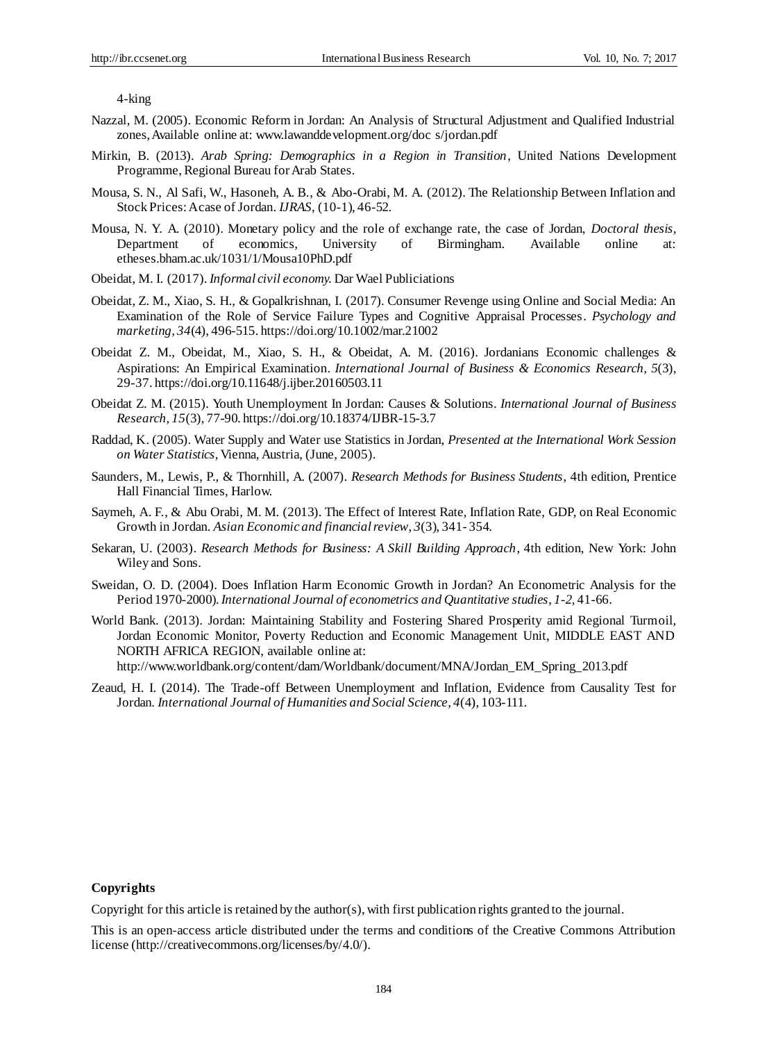4-king

Nazzal, M. (2005). Economic Reform in Jordan: An Analysis of Structural Adjustment and Qualified Industrial zones, Available online at: www.lawanddevelopment.org/doc s/jordan.pdf

Mirkin, B. (2013). *Arab Spring: Demographics in a Region in Transition*, United Nations Development Programme, Regional Bureau for Arab States.

Mousa, S. N., Al Safi, W., Hasoneh, A. B., & Abo-Orabi, M. A. (2012). The Relationship Between Inflation and Stock Prices: A case of Jordan. *IJRAS*, (10-1), 46-52.

Mousa, N. Y. A. (2010). Monetary policy and the role of exchange rate, the case of Jordan, *Doctoral thesis*, Department of economics, University of Birmingham. Available online at: etheses.bham.ac.uk/1031/1/Mousa10PhD.pdf

Obeidat, M. I. (2017). *Informal civil economy*. Dar Wael Publiciations

Obeidat, Z. M., Xiao, S. H., & Gopalkrishnan, I. (2017). Consumer Revenge using Online and Social Media: An Examination of the Role of Service Failure Types and Cognitive Appraisal Processes. *Psychology and marketing*, *34*(4), 496-515. https://doi.org/10.1002/mar.21002

Obeidat Z. M., Obeidat, M., Xiao, S. H., & Obeidat, A. M. (2016). Jordanians Economic challenges & Aspirations: An Empirical Examination. *International Journal of Business & Economics Research*, *5*(3), 29-37. https://doi.org/10.11648/j.ijber.20160503.11

Obeidat Z. M. (2015). Youth Unemployment In Jordan: Causes & Solutions. *International Journal of Business Research*, *15*(3), 77-90. https://doi.org/10.18374/IJBR-15-3.7

Raddad, K. (2005). Water Supply and Water use Statistics in Jordan, *Presented at the International Work Session on Water Statistics*, Vienna, Austria, (June, 2005).

Saunders, M., Lewis, P., & Thornhill, A. (2007). *Research Methods for Business Students*, 4th edition, Prentice Hall Financial Times, Harlow.

Saymeh, A. F., & Abu Orabi, M. M. (2013). The Effect of Interest Rate, Inflation Rate, GDP, on Real Economic Growth in Jordan. *Asian Economic and financial review*, *3*(3), 341-354.

Sekaran, U. (2003). *Research Methods for Business: A Skill Building Approach*, 4th edition, New York: John Wiley and Sons.

Sweidan, O. D. (2004). Does Inflation Harm Economic Growth in Jordan? An Econometric Analysis for the Period 1970-2000). *International Journal of econometrics and Quantitative studies*, *1-2*, 41-66.

World Bank. (2013). Jordan: Maintaining Stability and Fostering Shared Prosperity amid Regional Turmoil, Jordan Economic Monitor, Poverty Reduction and Economic Management Unit, MIDDLE EAST AND NORTH AFRICA REGION, available online at: http://www.worldbank.org/content/dam/Worldbank/document/MNA/Jordan_EM_Spring_2013.pdf

Zeaud, H. I. (2014). The Trade-off Between Unemployment and Inflation, Evidence from Causality Test for Jordan. *International Journal of Humanities and Social Science*, *4*(4), 103-111.

**Copyrights**

Copyright for this article is retained by the author(s), with first publication rights granted to the journal.

This is an open-access article distributed under the terms and conditions of the Creative Commons Attribution license (http://creativecommons.org/licenses/by/4.0/).